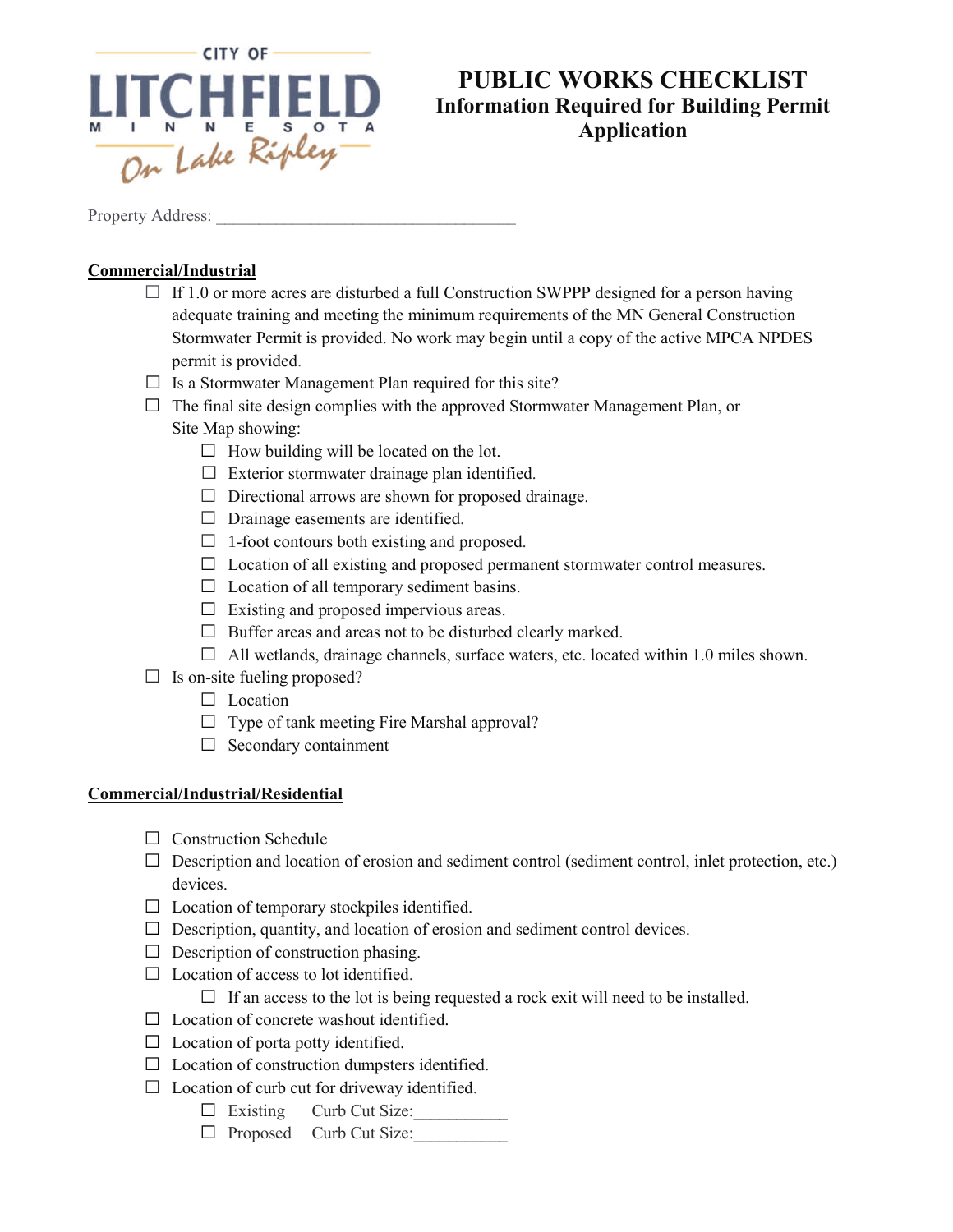CITY OF LITCHFIELD MINNESOTA On Lake Ripley

# PUBLIC WORKS CHECKLIST

## Information Required for Building Permit Application

Property Address: ___________________________________

**Commercial/Industrial**

- ☐ If 1.0 or more acres are disturbed a full Construction SWPPP designed for a person having adequate training and meeting the minimum requirements of the MN General Construction Stormwater Permit is provided. No work may begin until a copy of the active MPCA NPDES permit is provided.
- ☐ Is a Stormwater Management Plan required for this site?
- ☐ The final site design complies with the approved Stormwater Management Plan, or Site Map showing:
  - ☐ How building will be located on the lot.
  - ☐ Exterior stormwater drainage plan identified.
  - ☐ Directional arrows are shown for proposed drainage.
  - ☐ Drainage easements are identified.
  - ☐ 1-foot contours both existing and proposed.
  - ☐ Location of all existing and proposed permanent stormwater control measures.
  - ☐ Location of all temporary sediment basins.
  - ☐ Existing and proposed impervious areas.
  - ☐ Buffer areas and areas not to be disturbed clearly marked.
  - ☐ All wetlands, drainage channels, surface waters, etc. located within 1.0 miles shown.
- ☐ Is on-site fueling proposed?
  - ☐ Location
  - ☐ Type of tank meeting Fire Marshal approval?
  - ☐ Secondary containment

**Commercial/Industrial/Residential**

- ☐ Construction Schedule
- ☐ Description and location of erosion and sediment control (sediment control, inlet protection, etc.) devices.
- ☐ Location of temporary stockpiles identified.
- ☐ Description, quantity, and location of erosion and sediment control devices.
- ☐ Description of construction phasing.
- ☐ Location of access to lot identified.
  - ☐ If an access to the lot is being requested a rock exit will need to be installed.
- ☐ Location of concrete washout identified.
- ☐ Location of porta potty identified.
- ☐ Location of construction dumpsters identified.
- ☐ Location of curb cut for driveway identified.
  - ☐ Existing Curb Cut Size:___________
  - ☐ Proposed Curb Cut Size:___________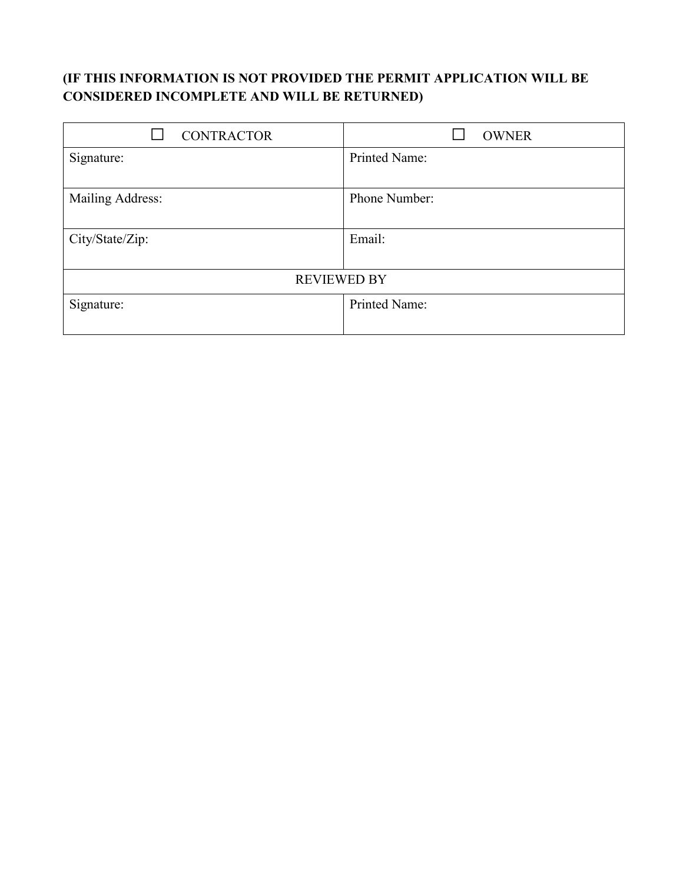**(IF THIS INFORMATION IS NOT PROVIDED THE PERMIT APPLICATION WILL BE CONSIDERED INCOMPLETE AND WILL BE RETURNED)**

| ☐ CONTRACTOR | ☐ OWNER |
| --- | --- |
| Signature: | Printed Name: |
| Mailing Address: | Phone Number: |
| City/State/Zip: | Email: |
| REVIEWED BY | |
| Signature: | Printed Name: |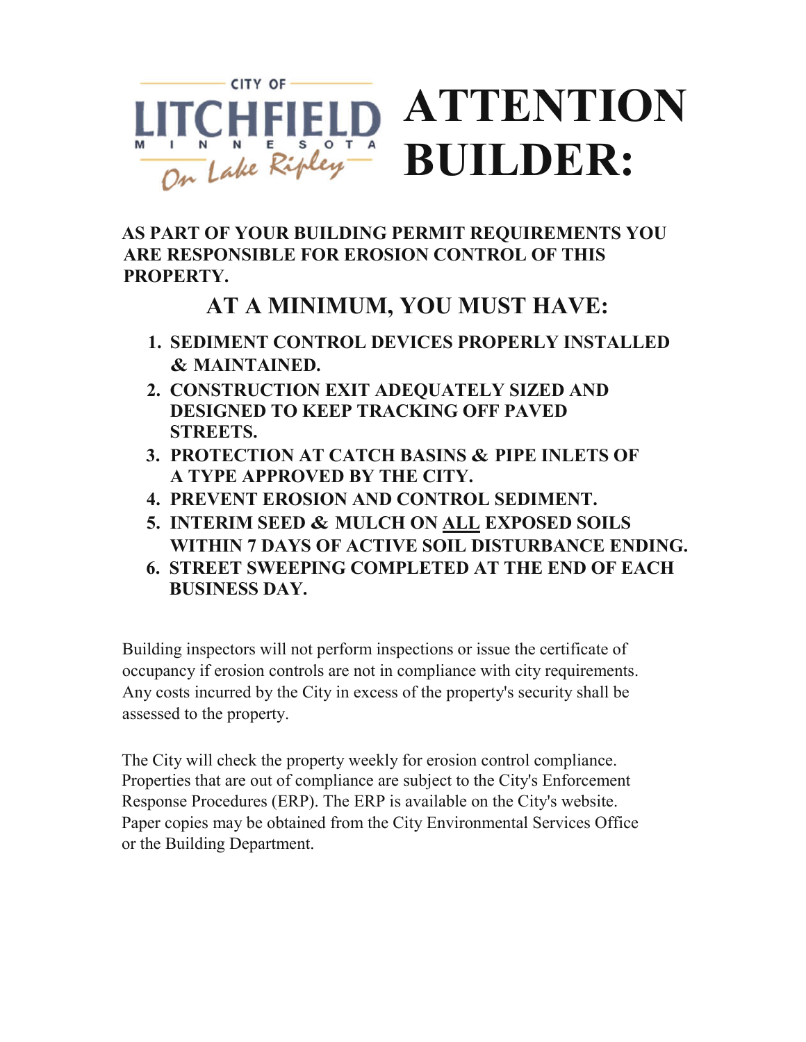CITY OF LITCHFIELD MINNESOTA On Lake Ripley

# ATTENTION BUILDER:

**AS PART OF YOUR BUILDING PERMIT REQUIREMENTS YOU ARE RESPONSIBLE FOR EROSION CONTROL OF THIS PROPERTY.**

## AT A MINIMUM, YOU MUST HAVE:

1. **SEDIMENT CONTROL DEVICES PROPERLY INSTALLED & MAINTAINED.**
2. **CONSTRUCTION EXIT ADEQUATELY SIZED AND DESIGNED TO KEEP TRACKING OFF PAVED STREETS.**
3. **PROTECTION AT CATCH BASINS & PIPE INLETS OF A TYPE APPROVED BY THE CITY.**
4. **PREVENT EROSION AND CONTROL SEDIMENT.**
5. **INTERIM SEED & MULCH ON <u>ALL</u> EXPOSED SOILS WITHIN 7 DAYS OF ACTIVE SOIL DISTURBANCE ENDING.**
6. **STREET SWEEPING COMPLETED AT THE END OF EACH BUSINESS DAY.**

Building inspectors will not perform inspections or issue the certificate of occupancy if erosion controls are not in compliance with city requirements. Any costs incurred by the City in excess of the property's security shall be assessed to the property.

The City will check the property weekly for erosion control compliance. Properties that are out of compliance are subject to the City's Enforcement Response Procedures (ERP). The ERP is available on the City's website. Paper copies may be obtained from the City Environmental Services Office or the Building Department.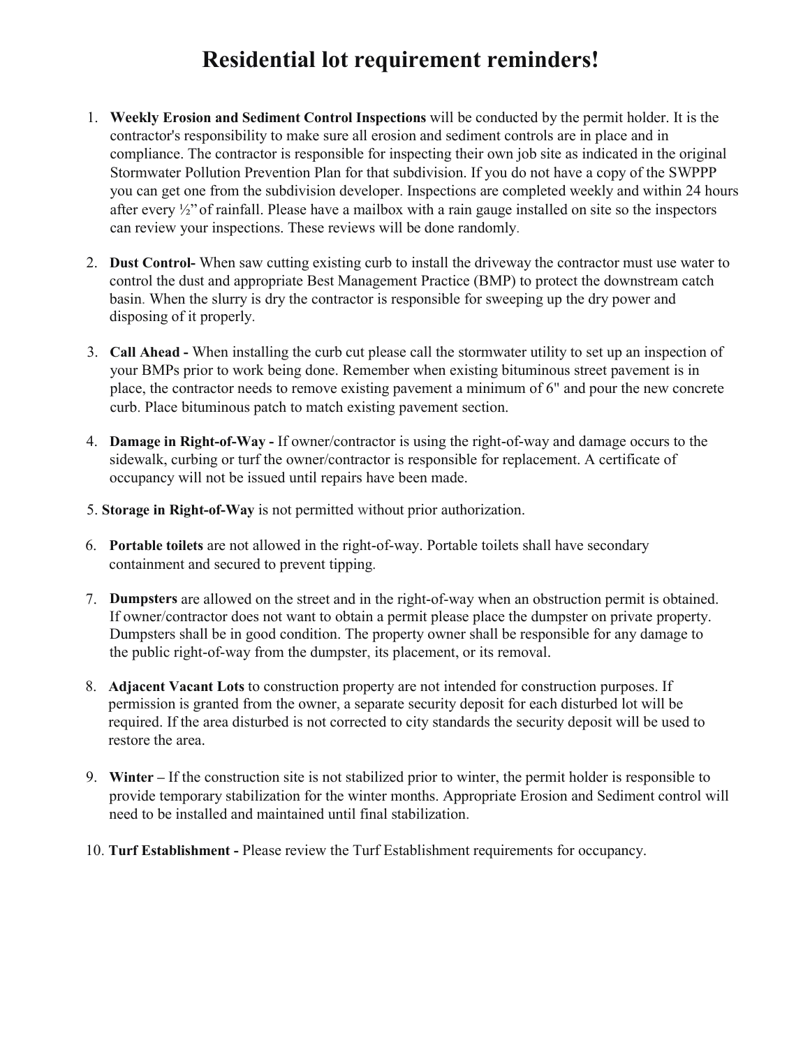# Residential lot requirement reminders!

1. **Weekly Erosion and Sediment Control Inspections** will be conducted by the permit holder. It is the contractor's responsibility to make sure all erosion and sediment controls are in place and in compliance. The contractor is responsible for inspecting their own job site as indicated in the original Stormwater Pollution Prevention Plan for that subdivision. If you do not have a copy of the SWPPP you can get one from the subdivision developer. Inspections are completed weekly and within 24 hours after every ½" of rainfall. Please have a mailbox with a rain gauge installed on site so the inspectors can review your inspections. These reviews will be done randomly.

2. **Dust Control-** When saw cutting existing curb to install the driveway the contractor must use water to control the dust and appropriate Best Management Practice (BMP) to protect the downstream catch basin. When the slurry is dry the contractor is responsible for sweeping up the dry power and disposing of it properly.

3. **Call Ahead -** When installing the curb cut please call the stormwater utility to set up an inspection of your BMPs prior to work being done. Remember when existing bituminous street pavement is in place, the contractor needs to remove existing pavement a minimum of 6" and pour the new concrete curb. Place bituminous patch to match existing pavement section.

4. **Damage in Right-of-Way -** If owner/contractor is using the right-of-way and damage occurs to the sidewalk, curbing or turf the owner/contractor is responsible for replacement. A certificate of occupancy will not be issued until repairs have been made.

5. **Storage in Right-of-Way** is not permitted without prior authorization.

6. **Portable toilets** are not allowed in the right-of-way. Portable toilets shall have secondary containment and secured to prevent tipping.

7. **Dumpsters** are allowed on the street and in the right-of-way when an obstruction permit is obtained. If owner/contractor does not want to obtain a permit please place the dumpster on private property. Dumpsters shall be in good condition. The property owner shall be responsible for any damage to the public right-of-way from the dumpster, its placement, or its removal.

8. **Adjacent Vacant Lots** to construction property are not intended for construction purposes. If permission is granted from the owner, a separate security deposit for each disturbed lot will be required. If the area disturbed is not corrected to city standards the security deposit will be used to restore the area.

9. **Winter –** If the construction site is not stabilized prior to winter, the permit holder is responsible to provide temporary stabilization for the winter months. Appropriate Erosion and Sediment control will need to be installed and maintained until final stabilization.

10. **Turf Establishment -** Please review the Turf Establishment requirements for occupancy.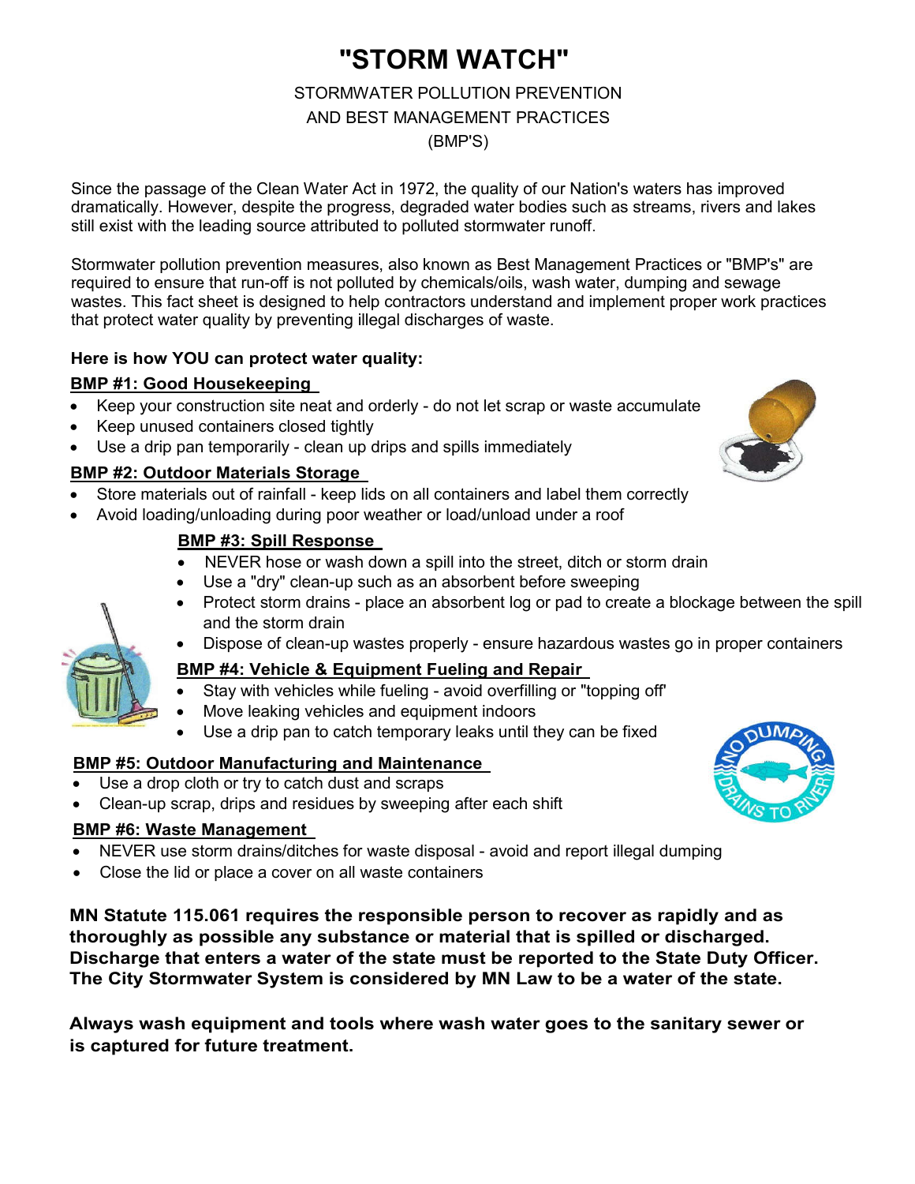# "STORM WATCH"

STORMWATER POLLUTION PREVENTION
AND BEST MANAGEMENT PRACTICES
(BMP'S)

Since the passage of the Clean Water Act in 1972, the quality of our Nation's waters has improved dramatically. However, despite the progress, degraded water bodies such as streams, rivers and lakes still exist with the leading source attributed to polluted stormwater runoff.

Stormwater pollution prevention measures, also known as Best Management Practices or "BMP's" are required to ensure that run-off is not polluted by chemicals/oils, wash water, dumping and sewage wastes. This fact sheet is designed to help contractors understand and implement proper work practices that protect water quality by preventing illegal discharges of waste.

**Here is how YOU can protect water quality:**

**BMP #1: Good Housekeeping**

- Keep your construction site neat and orderly - do not let scrap or waste accumulate
- Keep unused containers closed tightly
- Use a drip pan temporarily - clean up drips and spills immediately

**BMP #2: Outdoor Materials Storage**

- Store materials out of rainfall - keep lids on all containers and label them correctly
- Avoid loading/unloading during poor weather or load/unload under a roof

**BMP #3: Spill Response**

- NEVER hose or wash down a spill into the street, ditch or storm drain
- Use a "dry" clean-up such as an absorbent before sweeping
- Protect storm drains - place an absorbent log or pad to create a blockage between the spill and the storm drain
- Dispose of clean-up wastes properly - ensure hazardous wastes go in proper containers

**BMP #4: Vehicle & Equipment Fueling and Repair**

- Stay with vehicles while fueling - avoid overfilling or "topping off'
- Move leaking vehicles and equipment indoors
- Use a drip pan to catch temporary leaks until they can be fixed

**BMP #5: Outdoor Manufacturing and Maintenance**

- Use a drop cloth or try to catch dust and scraps
- Clean-up scrap, drips and residues by sweeping after each shift

**BMP #6: Waste Management**

- NEVER use storm drains/ditches for waste disposal - avoid and report illegal dumping
- Close the lid or place a cover on all waste containers

**MN Statute 115.061 requires the responsible person to recover as rapidly and as thoroughly as possible any substance or material that is spilled or discharged. Discharge that enters a water of the state must be reported to the State Duty Officer. The City Stormwater System is considered by MN Law to be a water of the state.**

**Always wash equipment and tools where wash water goes to the sanitary sewer or is captured for future treatment.**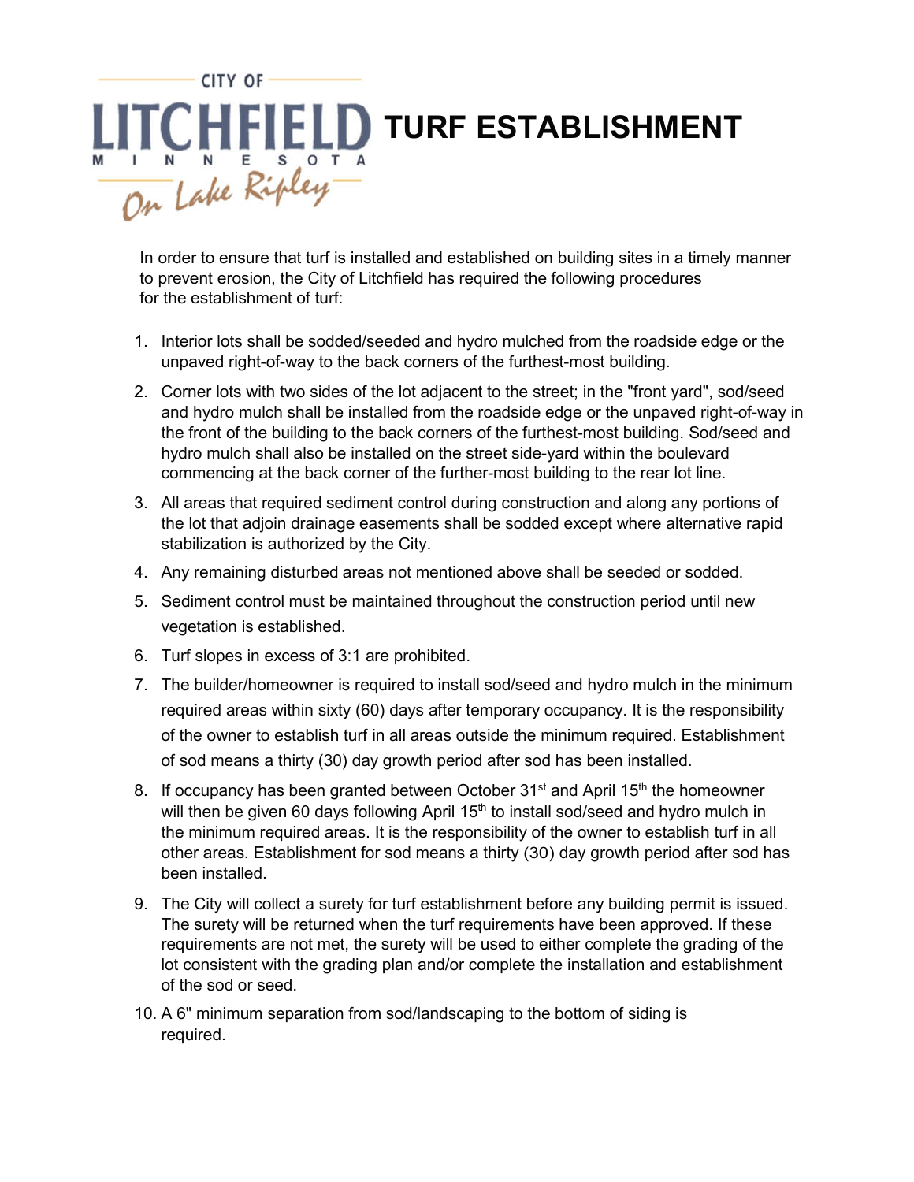CITY OF LITCHFIELD MINNESOTA On Lake Ripley

# TURF ESTABLISHMENT

In order to ensure that turf is installed and established on building sites in a timely manner to prevent erosion, the City of Litchfield has required the following procedures for the establishment of turf:

1. Interior lots shall be sodded/seeded and hydro mulched from the roadside edge or the unpaved right-of-way to the back corners of the furthest-most building.
2. Corner lots with two sides of the lot adjacent to the street; in the "front yard", sod/seed and hydro mulch shall be installed from the roadside edge or the unpaved right-of-way in the front of the building to the back corners of the furthest-most building. Sod/seed and hydro mulch shall also be installed on the street side-yard within the boulevard commencing at the back corner of the further-most building to the rear lot line.
3. All areas that required sediment control during construction and along any portions of the lot that adjoin drainage easements shall be sodded except where alternative rapid stabilization is authorized by the City.
4. Any remaining disturbed areas not mentioned above shall be seeded or sodded.
5. Sediment control must be maintained throughout the construction period until new vegetation is established.
6. Turf slopes in excess of 3:1 are prohibited.
7. The builder/homeowner is required to install sod/seed and hydro mulch in the minimum required areas within sixty (60) days after temporary occupancy. It is the responsibility of the owner to establish turf in all areas outside the minimum required. Establishment of sod means a thirty (30) day growth period after sod has been installed.
8. If occupancy has been granted between October 31st and April 15th the homeowner will then be given 60 days following April 15th to install sod/seed and hydro mulch in the minimum required areas. It is the responsibility of the owner to establish turf in all other areas. Establishment for sod means a thirty (30) day growth period after sod has been installed.
9. The City will collect a surety for turf establishment before any building permit is issued. The surety will be returned when the turf requirements have been approved. If these requirements are not met, the surety will be used to either complete the grading of the lot consistent with the grading plan and/or complete the installation and establishment of the sod or seed.
10. A 6" minimum separation from sod/landscaping to the bottom of siding is required.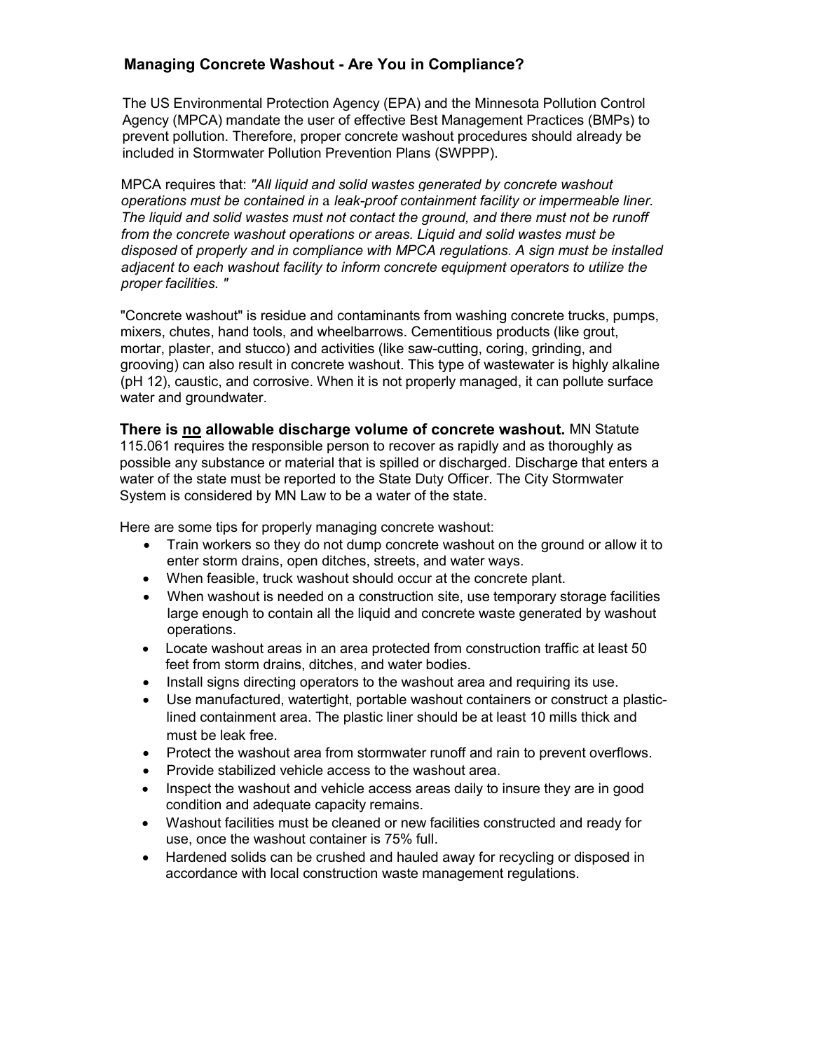## Managing Concrete Washout - Are You in Compliance?

The US Environmental Protection Agency (EPA) and the Minnesota Pollution Control Agency (MPCA) mandate the user of effective Best Management Practices (BMPs) to prevent pollution. Therefore, proper concrete washout procedures should already be included in Stormwater Pollution Prevention Plans (SWPPP).

MPCA requires that: *"All liquid and solid wastes generated by concrete washout operations must be contained in a leak-proof containment facility or impermeable liner. The liquid and solid wastes must not contact the ground, and there must not be runoff from the concrete washout operations or areas. Liquid and solid wastes must be disposed* of *properly and in compliance with MPCA regulations. A sign must be installed adjacent to each washout facility to inform concrete equipment operators to utilize the proper facilities. "*

"Concrete washout" is residue and contaminants from washing concrete trucks, pumps, mixers, chutes, hand tools, and wheelbarrows. Cementitious products (like grout, mortar, plaster, and stucco) and activities (like saw-cutting, coring, grinding, and grooving) can also result in concrete washout. This type of wastewater is highly alkaline (pH 12), caustic, and corrosive. When it is not properly managed, it can pollute surface water and groundwater.

**There is <u>no</u> allowable discharge volume of concrete washout.** MN Statute 115.061 requires the responsible person to recover as rapidly and as thoroughly as possible any substance or material that is spilled or discharged. Discharge that enters a water of the state must be reported to the State Duty Officer. The City Stormwater System is considered by MN Law to be a water of the state.

Here are some tips for properly managing concrete washout:

- Train workers so they do not dump concrete washout on the ground or allow it to enter storm drains, open ditches, streets, and water ways.
- When feasible, truck washout should occur at the concrete plant.
- When washout is needed on a construction site, use temporary storage facilities large enough to contain all the liquid and concrete waste generated by washout operations.
- Locate washout areas in an area protected from construction traffic at least 50 feet from storm drains, ditches, and water bodies.
- Install signs directing operators to the washout area and requiring its use.
- Use manufactured, watertight, portable washout containers or construct a plastic-lined containment area. The plastic liner should be at least 10 mills thick and must be leak free.
- Protect the washout area from stormwater runoff and rain to prevent overflows.
- Provide stabilized vehicle access to the washout area.
- Inspect the washout and vehicle access areas daily to insure they are in good condition and adequate capacity remains.
- Washout facilities must be cleaned or new facilities constructed and ready for use, once the washout container is 75% full.
- Hardened solids can be crushed and hauled away for recycling or disposed in accordance with local construction waste management regulations.